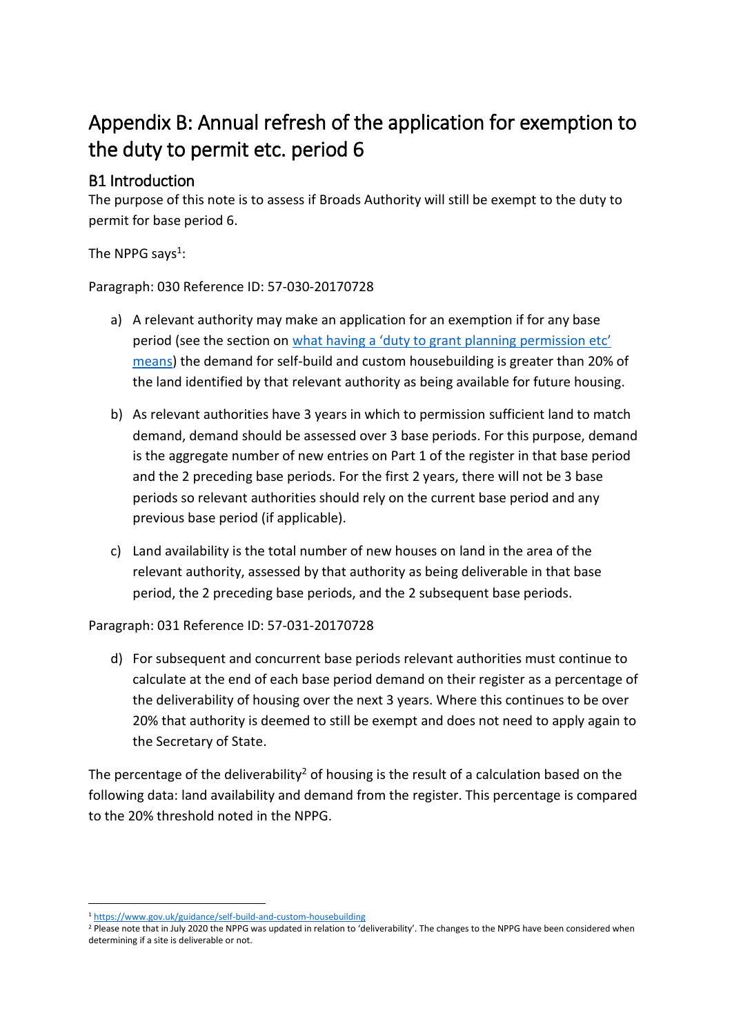# Appendix B: Annual refresh of the application for exemption to the duty to permit etc. period 6

## B1 Introduction

The purpose of this note is to assess if Broads Authority will still be exempt to the duty to permit for base period 6.

The NPPG says[1]:

Paragraph: 030 Reference ID: 57-030-20170728

a) A relevant authority may make an application for an exemption if for any base period (see the section on [what having a 'duty to grant planning permission etc' means](https://www.gov.uk/guidance/self-build-and-custom-housebuilding)) the demand for self-build and custom housebuilding is greater than 20% of the land identified by that relevant authority as being available for future housing.

b) As relevant authorities have 3 years in which to permission sufficient land to match demand, demand should be assessed over 3 base periods. For this purpose, demand is the aggregate number of new entries on Part 1 of the register in that base period and the 2 preceding base periods. For the first 2 years, there will not be 3 base periods so relevant authorities should rely on the current base period and any previous base period (if applicable).

c) Land availability is the total number of new houses on land in the area of the relevant authority, assessed by that authority as being deliverable in that base period, the 2 preceding base periods, and the 2 subsequent base periods.

Paragraph: 031 Reference ID: 57-031-20170728

d) For subsequent and concurrent base periods relevant authorities must continue to calculate at the end of each base period demand on their register as a percentage of the deliverability of housing over the next 3 years. Where this continues to be over 20% that authority is deemed to still be exempt and does not need to apply again to the Secretary of State.

The percentage of the deliverability[2] of housing is the result of a calculation based on the following data: land availability and demand from the register. This percentage is compared to the 20% threshold noted in the NPPG.

---

[1] https://www.gov.uk/guidance/self-build-and-custom-housebuilding

[2] Please note that in July 2020 the NPPG was updated in relation to 'deliverability'. The changes to the NPPG have been considered when determining if a site is deliverable or not.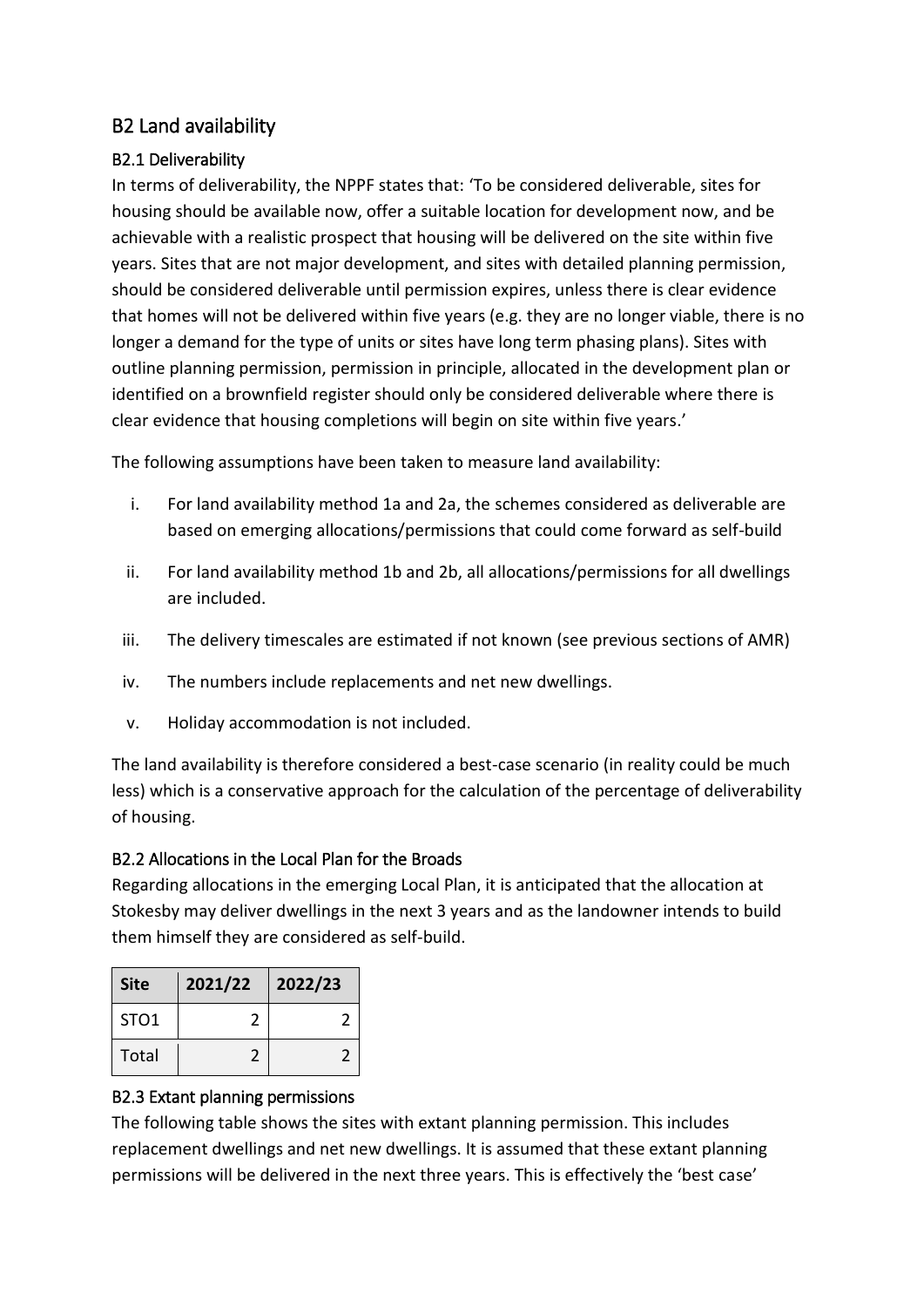## B2 Land availability

### B2.1 Deliverability

In terms of deliverability, the NPPF states that: 'To be considered deliverable, sites for housing should be available now, offer a suitable location for development now, and be achievable with a realistic prospect that housing will be delivered on the site within five years. Sites that are not major development, and sites with detailed planning permission, should be considered deliverable until permission expires, unless there is clear evidence that homes will not be delivered within five years (e.g. they are no longer viable, there is no longer a demand for the type of units or sites have long term phasing plans). Sites with outline planning permission, permission in principle, allocated in the development plan or identified on a brownfield register should only be considered deliverable where there is clear evidence that housing completions will begin on site within five years.'

The following assumptions have been taken to measure land availability:

i. For land availability method 1a and 2a, the schemes considered as deliverable are based on emerging allocations/permissions that could come forward as self-build

ii. For land availability method 1b and 2b, all allocations/permissions for all dwellings are included.

iii. The delivery timescales are estimated if not known (see previous sections of AMR)

iv. The numbers include replacements and net new dwellings.

v. Holiday accommodation is not included.

The land availability is therefore considered a best-case scenario (in reality could be much less) which is a conservative approach for the calculation of the percentage of deliverability of housing.

### B2.2 Allocations in the Local Plan for the Broads

Regarding allocations in the emerging Local Plan, it is anticipated that the allocation at Stokesby may deliver dwellings in the next 3 years and as the landowner intends to build them himself they are considered as self-build.

| Site | 2021/22 | 2022/23 |
|---|---|---|
| STO1 | 2 | 2 |
| Total | 2 | 2 |

### B2.3 Extant planning permissions

The following table shows the sites with extant planning permission. This includes replacement dwellings and net new dwellings. It is assumed that these extant planning permissions will be delivered in the next three years. This is effectively the 'best case'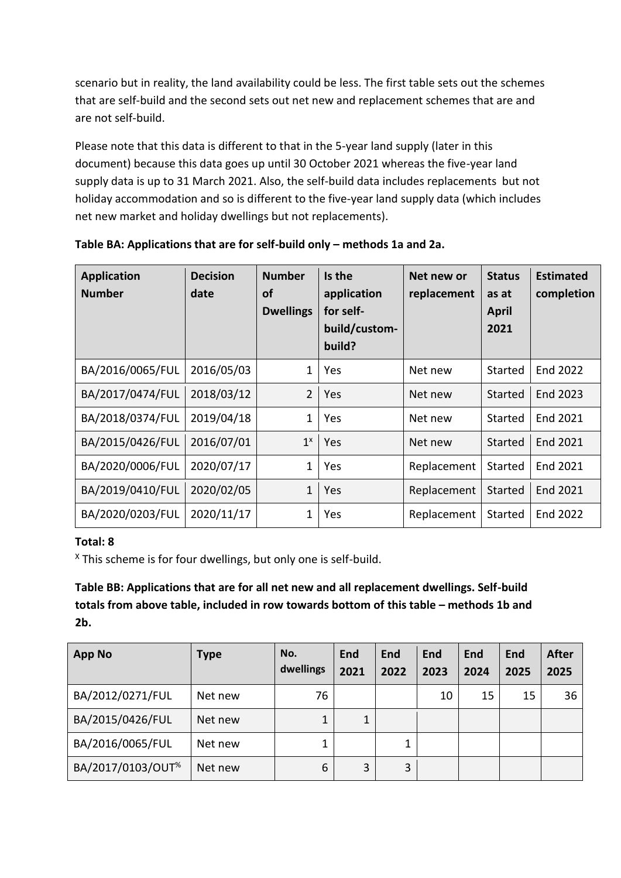scenario but in reality, the land availability could be less. The first table sets out the schemes that are self-build and the second sets out net new and replacement schemes that are and are not self-build.

Please note that this data is different to that in the 5-year land supply (later in this document) because this data goes up until 30 October 2021 whereas the five-year land supply data is up to 31 March 2021. Also, the self-build data includes replacements but not holiday accommodation and so is different to the five-year land supply data (which includes net new market and holiday dwellings but not replacements).

**Table BA: Applications that are for self-build only – methods 1a and 2a.**

| Application Number | Decision date | Number of Dwellings | Is the application for self-build/custom-build? | Net new or replacement | Status as at April 2021 | Estimated completion |
|---|---|---|---|---|---|---|
| BA/2016/0065/FUL | 2016/05/03 | 1 | Yes | Net new | Started | End 2022 |
| BA/2017/0474/FUL | 2018/03/12 | 2 | Yes | Net new | Started | End 2023 |
| BA/2018/0374/FUL | 2019/04/18 | 1 | Yes | Net new | Started | End 2021 |
| BA/2015/0426/FUL | 2016/07/01 | 1[x] | Yes | Net new | Started | End 2021 |
| BA/2020/0006/FUL | 2020/07/17 | 1 | Yes | Replacement | Started | End 2021 |
| BA/2019/0410/FUL | 2020/02/05 | 1 | Yes | Replacement | Started | End 2021 |
| BA/2020/0203/FUL | 2020/11/17 | 1 | Yes | Replacement | Started | End 2022 |

**Total: 8**

[x] This scheme is for four dwellings, but only one is self-build.

**Table BB: Applications that are for all net new and all replacement dwellings. Self-build totals from above table, included in row towards bottom of this table – methods 1b and 2b.**

| App No | Type | No. dwellings | End 2021 | End 2022 | End 2023 | End 2024 | End 2025 | After 2025 |
|---|---|---|---|---|---|---|---|---|
| BA/2012/0271/FUL | Net new | 76 | | | 10 | 15 | 15 | 36 |
| BA/2015/0426/FUL | Net new | 1 | 1 | | | | | |
| BA/2016/0065/FUL | Net new | 1 | | 1 | | | | |
| BA/2017/0103/OUT[%] | Net new | 6 | 3 | 3 | | | | |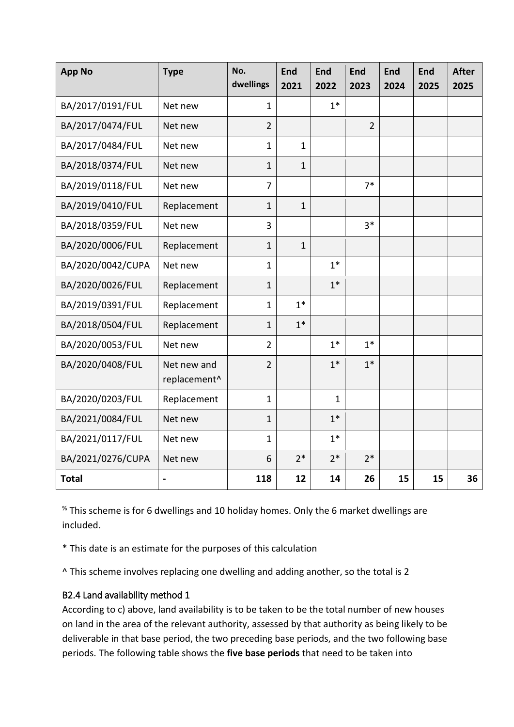| App No | Type | No. dwellings | End 2021 | End 2022 | End 2023 | End 2024 | End 2025 | After 2025 |
|---|---|---|---|---|---|---|---|---|
| BA/2017/0191/FUL | Net new | 1 | | 1* | | | | |
| BA/2017/0474/FUL | Net new | 2 | | | 2 | | | |
| BA/2017/0484/FUL | Net new | 1 | 1 | | | | | |
| BA/2018/0374/FUL | Net new | 1 | 1 | | | | | |
| BA/2019/0118/FUL | Net new | 7 | | | 7* | | | |
| BA/2019/0410/FUL | Replacement | 1 | 1 | | | | | |
| BA/2018/0359/FUL | Net new | 3 | | | 3* | | | |
| BA/2020/0006/FUL | Replacement | 1 | 1 | | | | | |
| BA/2020/0042/CUPA | Net new | 1 | | 1* | | | | |
| BA/2020/0026/FUL | Replacement | 1 | | 1* | | | | |
| BA/2019/0391/FUL | Replacement | 1 | 1* | | | | | |
| BA/2018/0504/FUL | Replacement | 1 | 1* | | | | | |
| BA/2020/0053/FUL | Net new | 2 | | 1* | 1* | | | |
| BA/2020/0408/FUL | Net new and replacement^ | 2 | | 1* | 1* | | | |
| BA/2020/0203/FUL | Replacement | 1 | | 1 | | | | |
| BA/2021/0084/FUL | Net new | 1 | | 1* | | | | |
| BA/2021/0117/FUL | Net new | 1 | | 1* | | | | |
| BA/2021/0276/CUPA | Net new | 6 | 2* | 2* | 2* | | | |
| **Total** | - | **118** | **12** | **14** | **26** | **15** | **15** | **36** |

% This scheme is for 6 dwellings and 10 holiday homes. Only the 6 market dwellings are included.

* This date is an estimate for the purposes of this calculation

^ This scheme involves replacing one dwelling and adding another, so the total is 2

### B2.4 Land availability method 1

According to c) above, land availability is to be taken to be the total number of new houses on land in the area of the relevant authority, assessed by that authority as being likely to be deliverable in that base period, the two preceding base periods, and the two following base periods. The following table shows the **five base periods** that need to be taken into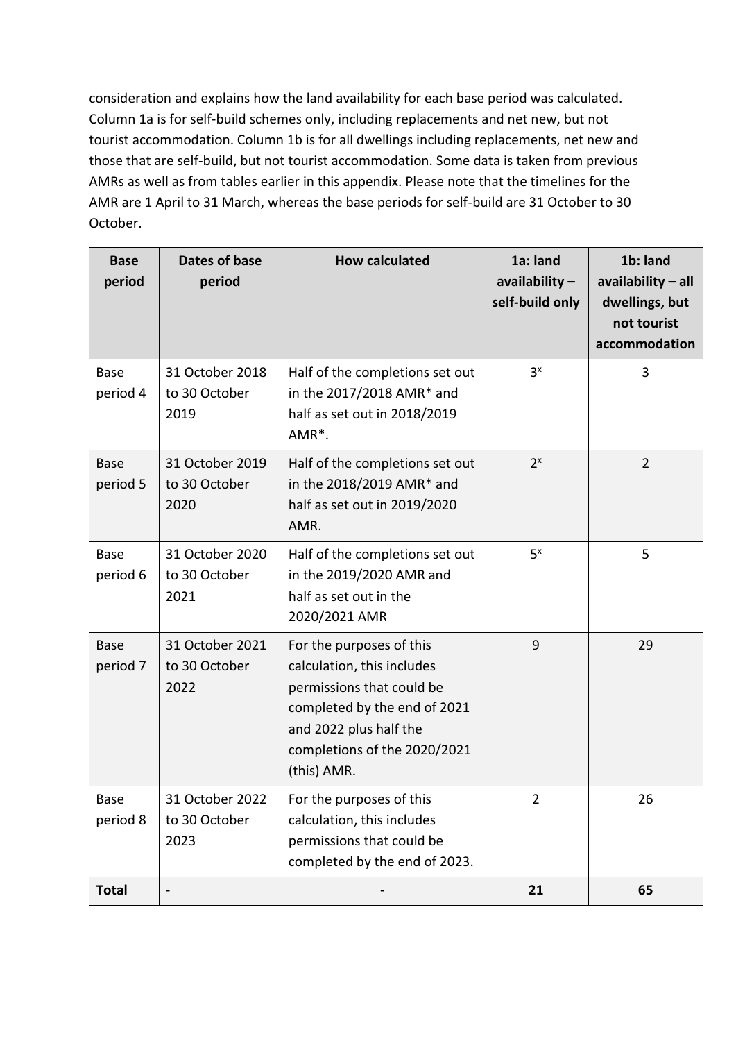consideration and explains how the land availability for each base period was calculated. Column 1a is for self-build schemes only, including replacements and net new, but not tourist accommodation. Column 1b is for all dwellings including replacements, net new and those that are self-build, but not tourist accommodation. Some data is taken from previous AMRs as well as from tables earlier in this appendix. Please note that the timelines for the AMR are 1 April to 31 March, whereas the base periods for self-build are 31 October to 30 October.

| **Base period** | **Dates of base period** | **How calculated** | **1a: land availability – self-build only** | **1b: land availability – all dwellings, but not tourist accommodation** |
|---|---|---|---|---|
| Base period 4 | 31 October 2018 to 30 October 2019 | Half of the completions set out in the 2017/2018 AMR* and half as set out in 2018/2019 AMR*. | 3[x] | 3 |
| Base period 5 | 31 October 2019 to 30 October 2020 | Half of the completions set out in the 2018/2019 AMR* and half as set out in 2019/2020 AMR. | 2[x] | 2 |
| Base period 6 | 31 October 2020 to 30 October 2021 | Half of the completions set out in the 2019/2020 AMR and half as set out in the 2020/2021 AMR | 5[x] | 5 |
| Base period 7 | 31 October 2021 to 30 October 2022 | For the purposes of this calculation, this includes permissions that could be completed by the end of 2021 and 2022 plus half the completions of the 2020/2021 (this) AMR. | 9 | 29 |
| Base period 8 | 31 October 2022 to 30 October 2023 | For the purposes of this calculation, this includes permissions that could be completed by the end of 2023. | 2 | 26 |
| **Total** | - | - | **21** | **65** |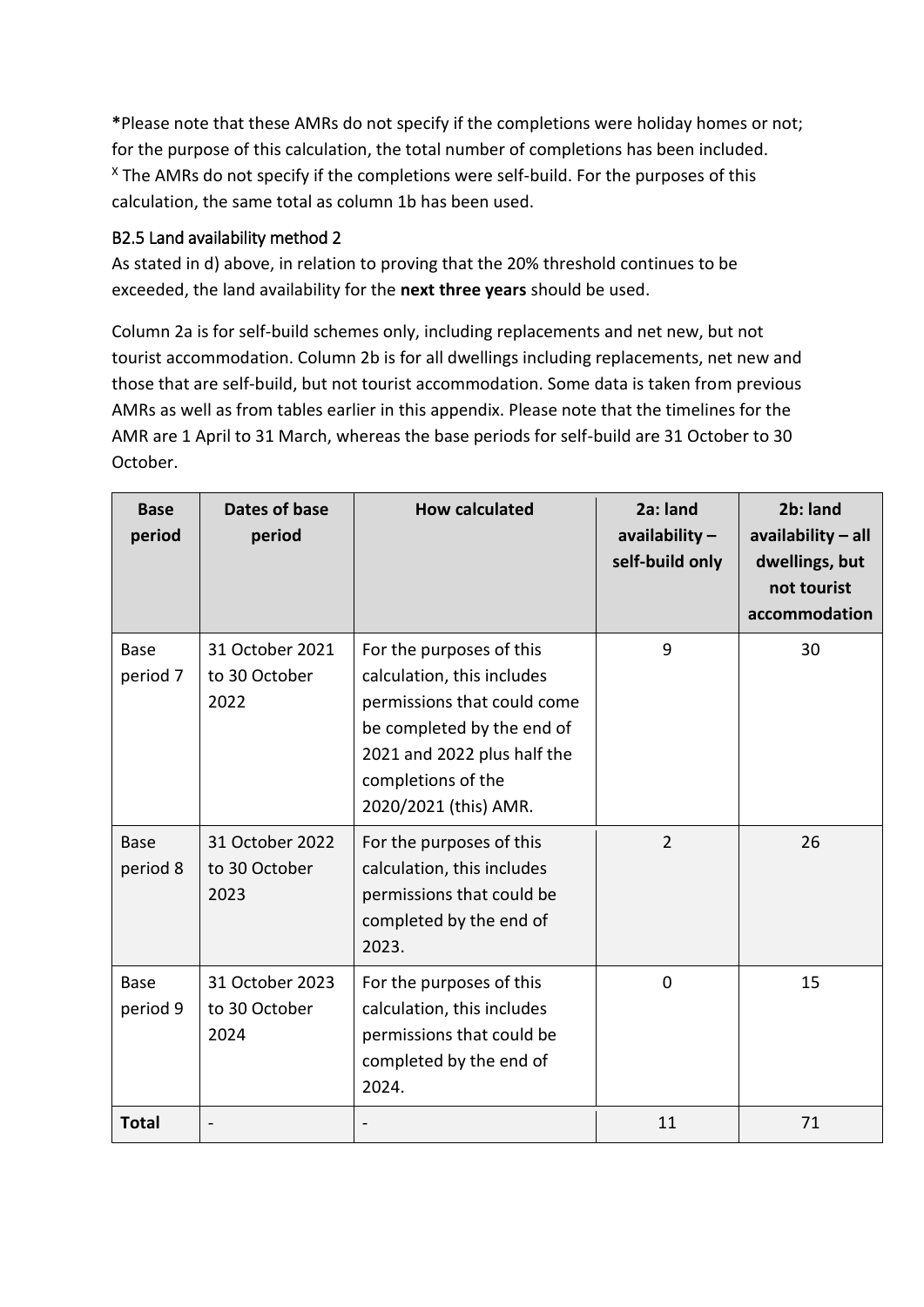*Please note that these AMRs do not specify if the completions were holiday homes or not; for the purpose of this calculation, the total number of completions has been included.
[X] The AMRs do not specify if the completions were self-build. For the purposes of this calculation, the same total as column 1b has been used.

### B2.5 Land availability method 2

As stated in d) above, in relation to proving that the 20% threshold continues to be exceeded, the land availability for the **next three years** should be used.

Column 2a is for self-build schemes only, including replacements and net new, but not tourist accommodation. Column 2b is for all dwellings including replacements, net new and those that are self-build, but not tourist accommodation. Some data is taken from previous AMRs as well as from tables earlier in this appendix. Please note that the timelines for the AMR are 1 April to 31 March, whereas the base periods for self-build are 31 October to 30 October.

| Base period | Dates of base period | How calculated | 2a: land availability – self-build only | 2b: land availability – all dwellings, but not tourist accommodation |
|---|---|---|---|---|
| Base period 7 | 31 October 2021 to 30 October 2022 | For the purposes of this calculation, this includes permissions that could come be completed by the end of 2021 and 2022 plus half the completions of the 2020/2021 (this) AMR. | 9 | 30 |
| Base period 8 | 31 October 2022 to 30 October 2023 | For the purposes of this calculation, this includes permissions that could be completed by the end of 2023. | 2 | 26 |
| Base period 9 | 31 October 2023 to 30 October 2024 | For the purposes of this calculation, this includes permissions that could be completed by the end of 2024. | 0 | 15 |
| **Total** | - | - | 11 | 71 |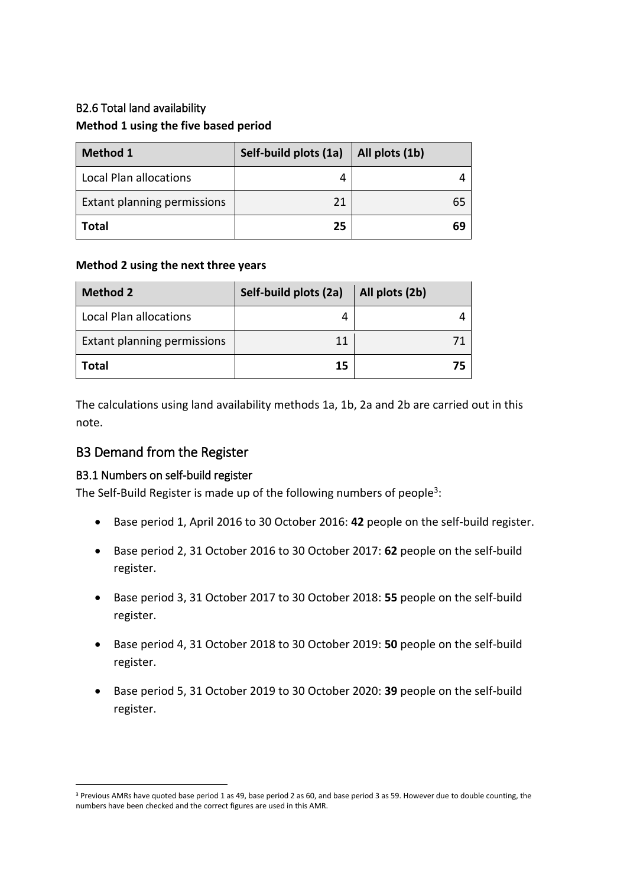### B2.6 Total land availability

**Method 1 using the five based period**

| Method 1 | Self-build plots (1a) | All plots (1b) |
|---|---|---|
| Local Plan allocations | 4 | 4 |
| Extant planning permissions | 21 | 65 |
| **Total** | **25** | **69** |

**Method 2 using the next three years**

| Method 2 | Self-build plots (2a) | All plots (2b) |
|---|---|---|
| Local Plan allocations | 4 | 4 |
| Extant planning permissions | 11 | 71 |
| **Total** | **15** | **75** |

The calculations using land availability methods 1a, 1b, 2a and 2b are carried out in this note.

## B3 Demand from the Register

### B3.1 Numbers on self-build register

The Self-Build Register is made up of the following numbers of people[3]:

- Base period 1, April 2016 to 30 October 2016: **42** people on the self-build register.
- Base period 2, 31 October 2016 to 30 October 2017: **62** people on the self-build register.
- Base period 3, 31 October 2017 to 30 October 2018: **55** people on the self-build register.
- Base period 4, 31 October 2018 to 30 October 2019: **50** people on the self-build register.
- Base period 5, 31 October 2019 to 30 October 2020: **39** people on the self-build register.

[3] Previous AMRs have quoted base period 1 as 49, base period 2 as 60, and base period 3 as 59. However due to double counting, the numbers have been checked and the correct figures are used in this AMR.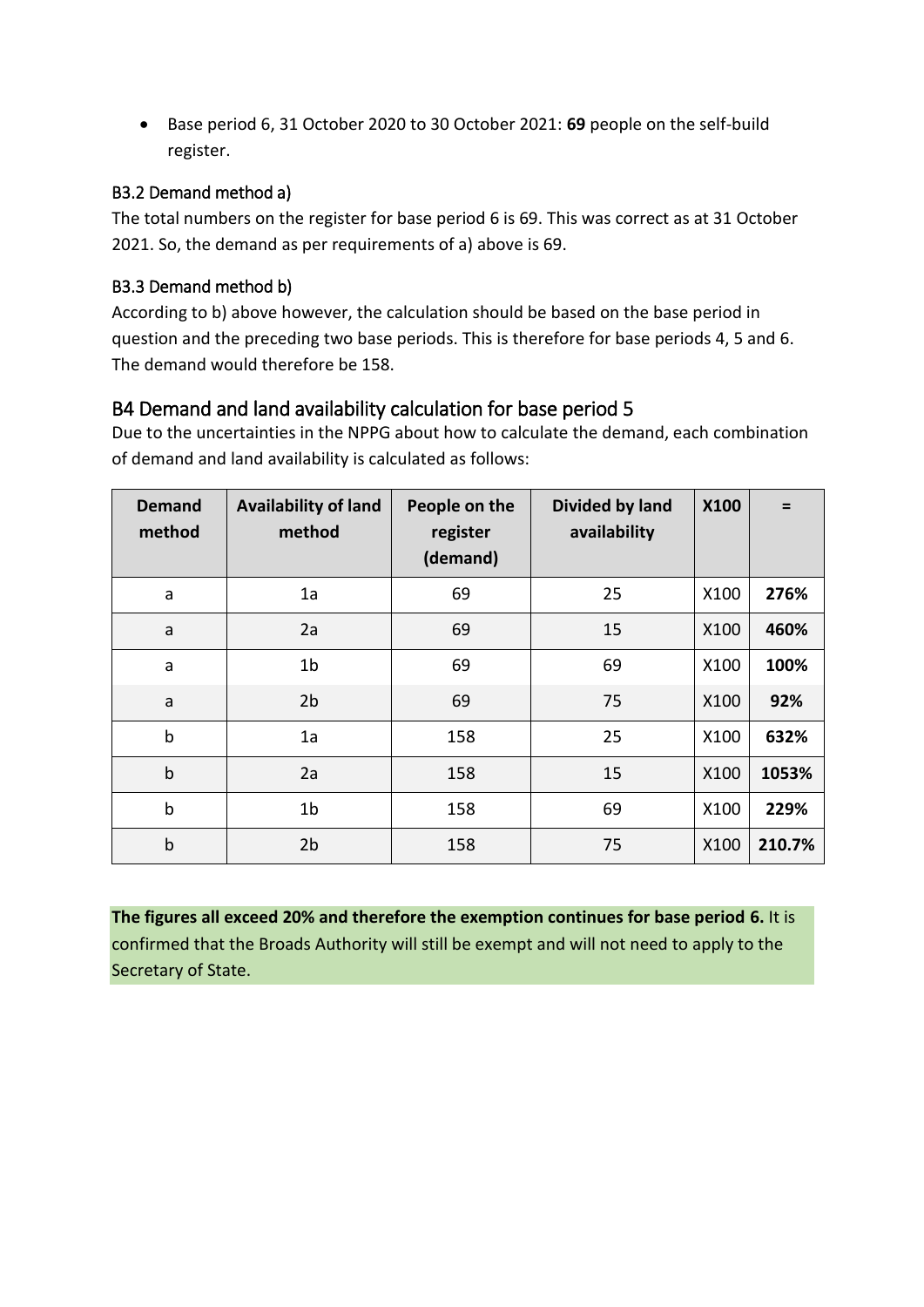- Base period 6, 31 October 2020 to 30 October 2021: **69** people on the self-build register.

### B3.2 Demand method a)

The total numbers on the register for base period 6 is 69. This was correct as at 31 October 2021. So, the demand as per requirements of a) above is 69.

### B3.3 Demand method b)

According to b) above however, the calculation should be based on the base period in question and the preceding two base periods. This is therefore for base periods 4, 5 and 6. The demand would therefore be 158.

## B4 Demand and land availability calculation for base period 5

Due to the uncertainties in the NPPG about how to calculate the demand, each combination of demand and land availability is calculated as follows:

| Demand method | Availability of land method | People on the register (demand) | Divided by land availability | X100 | = |
|---|---|---|---|---|---|
| a | 1a | 69 | 25 | X100 | **276%** |
| a | 2a | 69 | 15 | X100 | **460%** |
| a | 1b | 69 | 69 | X100 | **100%** |
| a | 2b | 69 | 75 | X100 | **92%** |
| b | 1a | 158 | 25 | X100 | **632%** |
| b | 2a | 158 | 15 | X100 | **1053%** |
| b | 1b | 158 | 69 | X100 | **229%** |
| b | 2b | 158 | 75 | X100 | **210.7%** |

**The figures all exceed 20% and therefore the exemption continues for base period 6.** It is confirmed that the Broads Authority will still be exempt and will not need to apply to the Secretary of State.